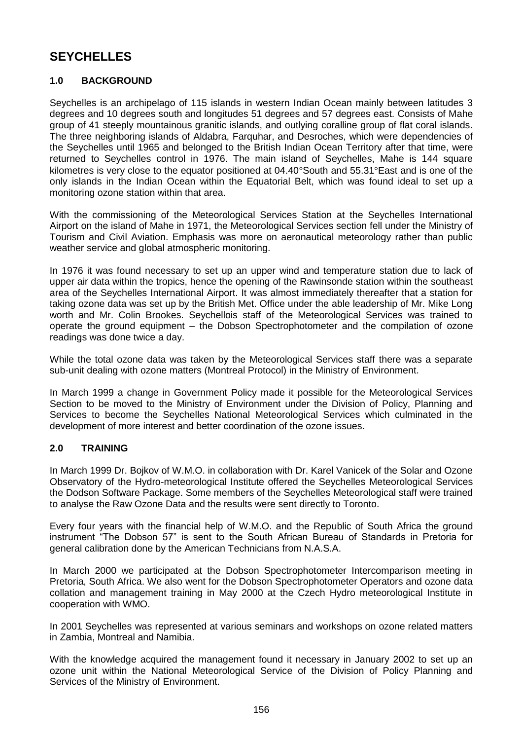# SEYCHELLES

## 1.0 BACKGROUND

Seychelles is an archipelago of 115 islands in western Indian Ocean mainly between latitudes 3 degrees and 10 degrees south and longitudes 51 degrees and 57 degrees east. Consists of Mahe group of 41 steeply mountainous granitic islands, and outlying coralline group of flat coral islands. The three neighboring islands of Aldabra, Farquhar, and Desroches, which were dependencies of the Seychelles until 1965 and belonged to the British Indian Ocean Territory after that time, were returned to Seychelles control in 1976. The main island of Seychelles, Mahe is 144 square kilometres is very close to the equator positioned at 04.40°South and 55.31°East and is one of the only islands in the Indian Ocean within the Equatorial Belt, which was found ideal to set up a monitoring ozone station within that area.

With the commissioning of the Meteorological Services Station at the Seychelles International Airport on the island of Mahe in 1971, the Meteorological Services section fell under the Ministry of Tourism and Civil Aviation. Emphasis was more on aeronautical meteorology rather than public weather service and global atmospheric monitoring.

In 1976 it was found necessary to set up an upper wind and temperature station due to lack of upper air data within the tropics, hence the opening of the Rawinsonde station within the southeast area of the Seychelles International Airport. It was almost immediately thereafter that a station for taking ozone data was set up by the British Met. Office under the able leadership of Mr. Mike Long worth and Mr. Colin Brookes. Seychellois staff of the Meteorological Services was trained to operate the ground equipment – the Dobson Spectrophotometer and the compilation of ozone readings was done twice a day.

While the total ozone data was taken by the Meteorological Services staff there was a separate sub-unit dealing with ozone matters (Montreal Protocol) in the Ministry of Environment.

In March 1999 a change in Government Policy made it possible for the Meteorological Services Section to be moved to the Ministry of Environment under the Division of Policy, Planning and Services to become the Seychelles National Meteorological Services which culminated in the development of more interest and better coordination of the ozone issues.

## 2.0 TRAINING

In March 1999 Dr. Bojkov of W.M.O. in collaboration with Dr. Karel Vanicek of the Solar and Ozone Observatory of the Hydro-meteorological Institute offered the Seychelles Meteorological Services the Dodson Software Package. Some members of the Seychelles Meteorological staff were trained to analyse the Raw Ozone Data and the results were sent directly to Toronto.

Every four years with the financial help of W.M.O. and the Republic of South Africa the ground instrument "The Dobson 57" is sent to the South African Bureau of Standards in Pretoria for general calibration done by the American Technicians from N.A.S.A.

In March 2000 we participated at the Dobson Spectrophotometer Intercomparison meeting in Pretoria, South Africa. We also went for the Dobson Spectrophotometer Operators and ozone data collation and management training in May 2000 at the Czech Hydro meteorological Institute in cooperation with WMO.

In 2001 Seychelles was represented at various seminars and workshops on ozone related matters in Zambia, Montreal and Namibia.

With the knowledge acquired the management found it necessary in January 2002 to set up an ozone unit within the National Meteorological Service of the Division of Policy Planning and Services of the Ministry of Environment.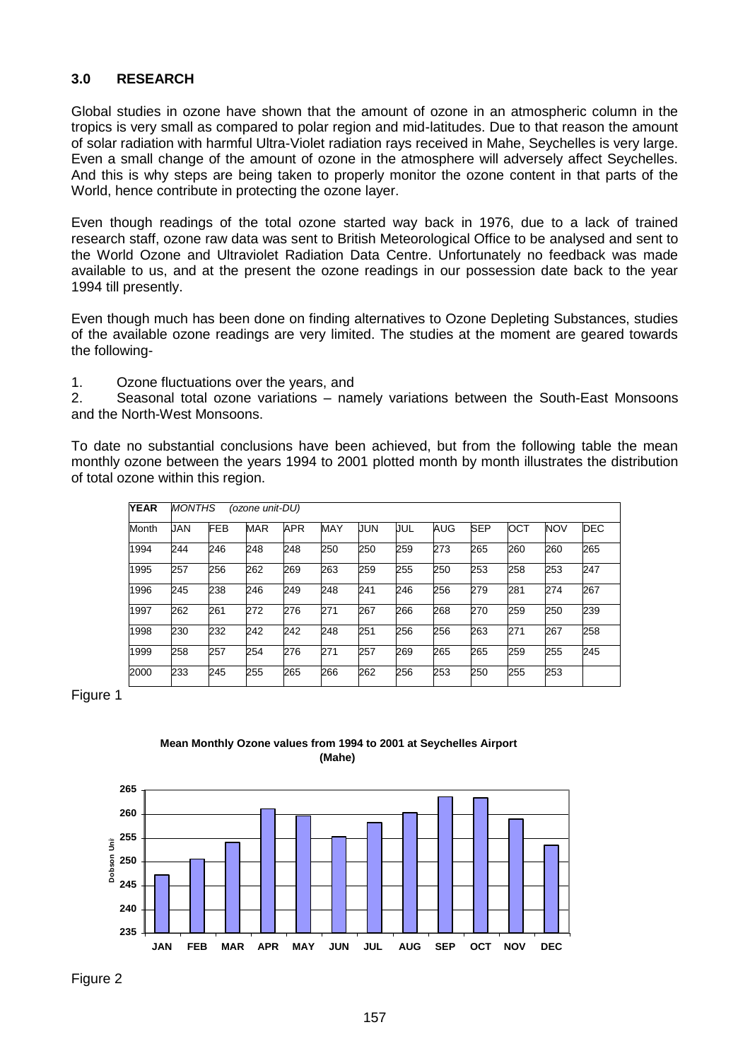### 3.0 RESEARCH

Global studies in ozone have shown that the amount of ozone in an atmospheric column in the tropics is very small as compared to polar region and mid-latitudes. Due to that reason the amount of solar radiation with harmful Ultra-Violet radiation rays received in Mahe, Seychelles is very large. Even a small change of the amount of ozone in the atmosphere will adversely affect Seychelles. And this is why steps are being taken to properly monitor the ozone content in that parts of the World, hence contribute in protecting the ozone layer.

Even though readings of the total ozone started way back in 1976, due to a lack of trained research staff, ozone raw data was sent to British Meteorological Office to be analysed and sent to the World Ozone and Ultraviolet Radiation Data Centre. Unfortunately no feedback was made available to us, and at the present the ozone readings in our possession date back to the year 1994 till presently.

Even though much has been done on finding alternatives to Ozone Depleting Substances, studies of the available ozone readings are very limited. The studies at the moment are geared towards the following-

1. Ozone fluctuations over the years, and
2. Seasonal total ozone variations – namely variations between the South-East Monsoons and the North-West Monsoons.

To date no substantial conclusions have been achieved, but from the following table the mean monthly ozone between the years 1994 to 2001 plotted month by month illustrates the distribution of total ozone within this region.

| **YEAR** | *MONTHS* | *(ozone unit-DU)* | | | | | | | | | | |
|---|---|---|---|---|---|---|---|---|---|---|---|---|
| Month | JAN | FEB | MAR | APR | MAY | JUN | JUL | AUG | SEP | OCT | NOV | DEC |
| 1994 | 244 | 246 | 248 | 248 | 250 | 250 | 259 | 273 | 265 | 260 | 260 | 265 |
| 1995 | 257 | 256 | 262 | 269 | 263 | 259 | 255 | 250 | 253 | 258 | 253 | 247 |
| 1996 | 245 | 238 | 246 | 249 | 248 | 241 | 246 | 256 | 279 | 281 | 274 | 267 |
| 1997 | 262 | 261 | 272 | 276 | 271 | 267 | 266 | 268 | 270 | 259 | 250 | 239 |
| 1998 | 230 | 232 | 242 | 242 | 248 | 251 | 256 | 256 | 263 | 271 | 267 | 258 |
| 1999 | 258 | 257 | 254 | 276 | 271 | 257 | 269 | 265 | 265 | 259 | 255 | 245 |
| 2000 | 233 | 245 | 255 | 265 | 266 | 262 | 256 | 253 | 250 | 255 | 253 | |

Figure 1

**Mean Monthly Ozone values from 1994 to 2001 at Seychelles Airport (Mahe)**

Figure 2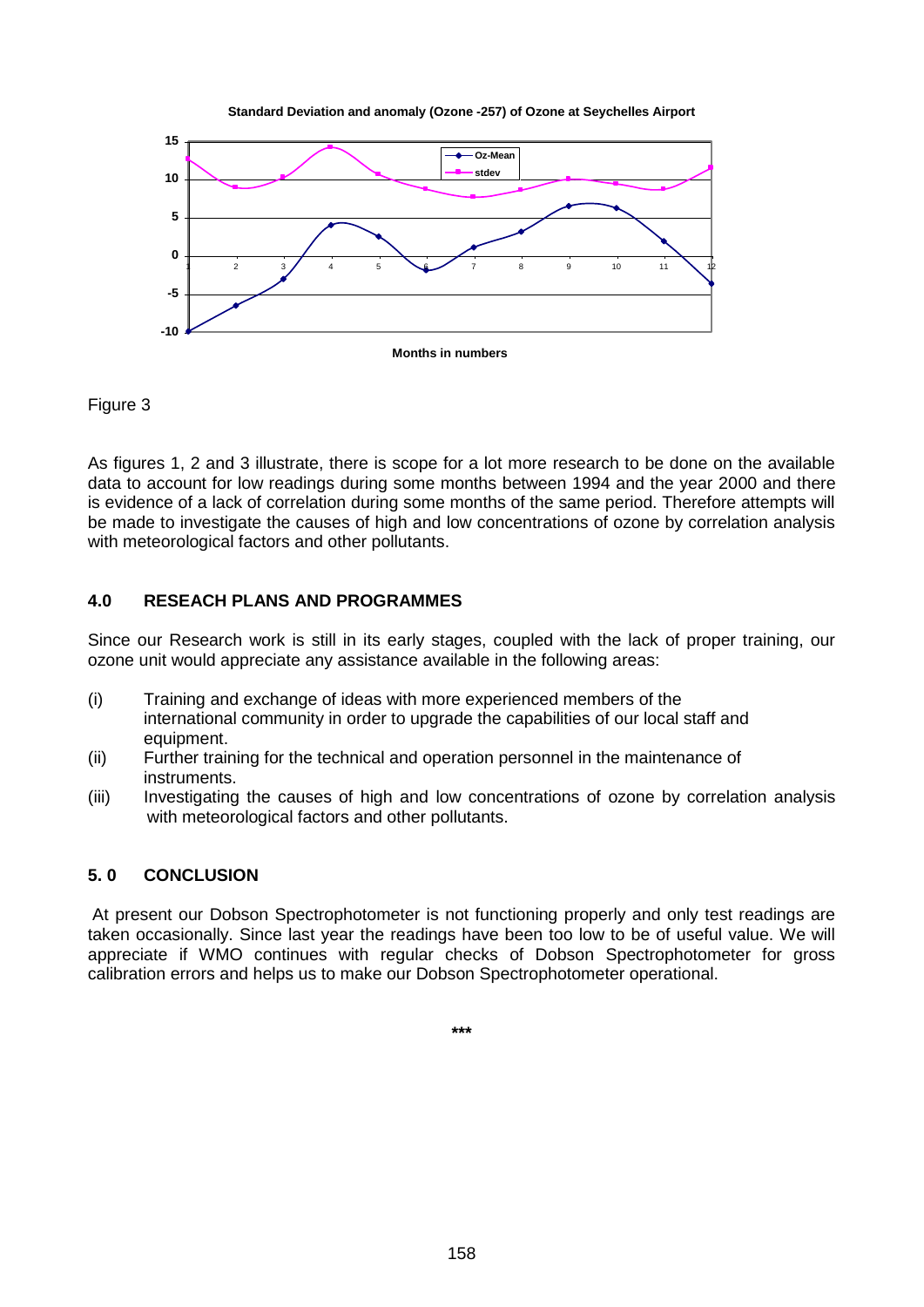Standard Deviation and anomaly (Ozone -257) of Ozone at Seychelles Airport

15
10
5
0
-5
-10

1 2 3 4 5 6 7 8 9 10 11 12

Oz-Mean
stdev

Months in numbers

Figure 3

As figures 1, 2 and 3 illustrate, there is scope for a lot more research to be done on the available data to account for low readings during some months between 1994 and the year 2000 and there is evidence of a lack of correlation during some months of the same period. Therefore attempts will be made to investigate the causes of high and low concentrations of ozone by correlation analysis with meteorological factors and other pollutants.

## 4.0 RESEACH PLANS AND PROGRAMMES

Since our Research work is still in its early stages, coupled with the lack of proper training, our ozone unit would appreciate any assistance available in the following areas:

(i) Training and exchange of ideas with more experienced members of the international community in order to upgrade the capabilities of our local staff and equipment.

(ii) Further training for the technical and operation personnel in the maintenance of instruments.

(iii) Investigating the causes of high and low concentrations of ozone by correlation analysis with meteorological factors and other pollutants.

## 5. 0 CONCLUSION

At present our Dobson Spectrophotometer is not functioning properly and only test readings are taken occasionally. Since last year the readings have been too low to be of useful value. We will appreciate if WMO continues with regular checks of Dobson Spectrophotometer for gross calibration errors and helps us to make our Dobson Spectrophotometer operational.

***